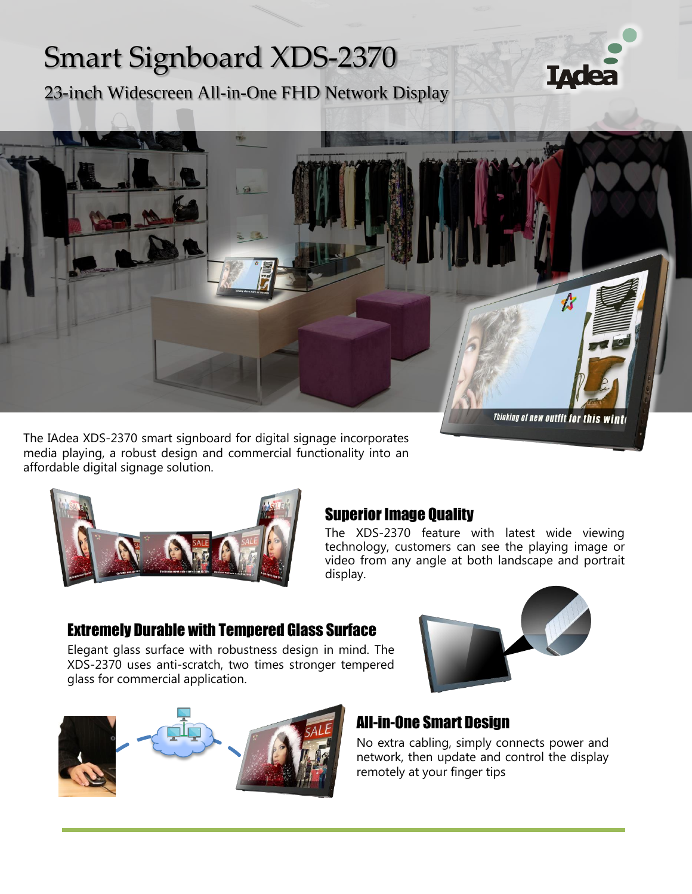# Smart Signboard XDS-2370

23-inch Widescreen All-in-One FHD Network Display

The IAdea XDS-2370 smart signboard for digital signage incorporates media playing, a robust design and commercial functionality into an affordable digital signage solution.

## Superior Image Quality

The XDS-2370 feature with latest wide viewing technology, customers can see the playing image or video from any angle at both landscape and portrait display.

## Extremely Durable with Tempered Glass Surface

Elegant glass surface with robustness design in mind. The XDS-2370 uses anti-scratch, two times stronger tempered glass for commercial application.

## All-in-One Smart Design

No extra cabling, simply connects power and network, then update and control the display remotely at your finger tips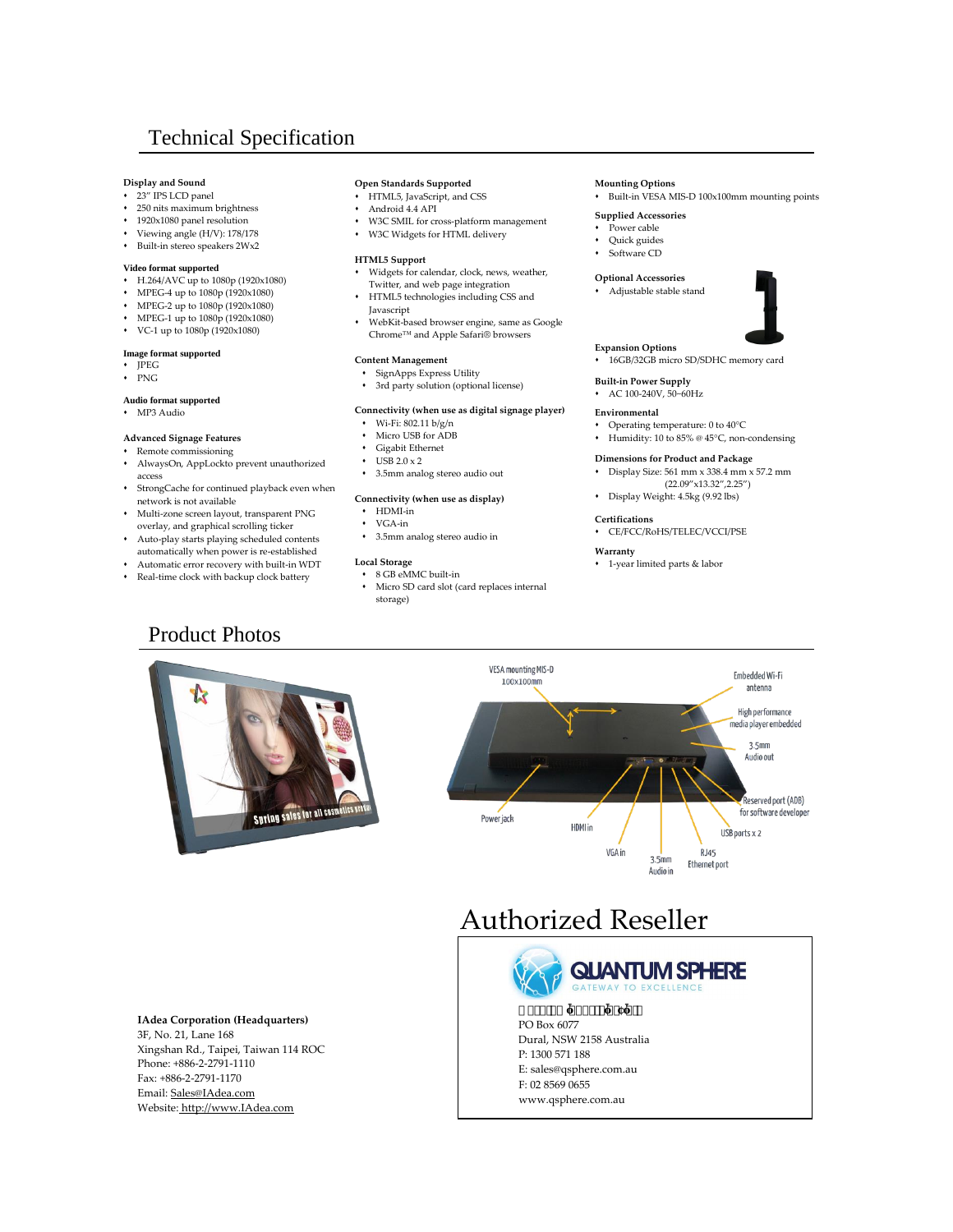# Technical Specification

**Display and Sound**
- 23" IPS LCD panel
- 250 nits maximum brightness
- 1920x1080 panel resolution
- Viewing angle (H/V): 178/178
- Built-in stereo speakers 2Wx2

**Video format supported**
- H.264/AVC up to 1080p (1920x1080)
- MPEG-4 up to 1080p (1920x1080)
- MPEG-2 up to 1080p (1920x1080)
- MPEG-1 up to 1080p (1920x1080)
- VC-1 up to 1080p (1920x1080)

**Image format supported**
- JPEG
- PNG

**Audio format supported**
- MP3 Audio

**Advanced Signage Features**
- Remote commissioning
- AlwaysOn, AppLockto prevent unauthorized access
- StrongCache for continued playback even when network is not available
- Multi-zone screen layout, transparent PNG overlay, and graphical scrolling ticker
- Auto-play starts playing scheduled contents automatically when power is re-established
- Automatic error recovery with built-in WDT
- Real-time clock with backup clock battery

**Open Standards Supported**
- HTML5, JavaScript, and CSS
- Android 4.4 API
- W3C SMIL for cross-platform management
- W3C Widgets for HTML delivery

**HTML5 Support**
- Widgets for calendar, clock, news, weather, Twitter, and web page integration
- HTML5 technologies including CSS and Javascript
- WebKit-based browser engine, same as Google Chrome™ and Apple Safari® browsers

**Content Management**
- SignApps Express Utility
- 3rd party solution (optional license)

**Connectivity (when use as digital signage player)**
- Wi-Fi: 802.11 b/g/n
- Micro USB for ADB
- Gigabit Ethernet
- USB 2.0 x 2
- 3.5mm analog stereo audio out

**Connectivity (when use as display)**
- HDMI-in
- VGA-in
- 3.5mm analog stereo audio in

**Local Storage**
- 8 GB eMMC built-in
- Micro SD card slot (card replaces internal storage)

**Mounting Options**
- Built-in VESA MIS-D 100x100mm mounting points

**Supplied Accessories**
- Power cable
- Quick guides
- Software CD

**Optional Accessories**
- Adjustable stable stand

**Expansion Options**
- 16GB/32GB micro SD/SDHC memory card

**Built-in Power Supply**
- AC 100-240V, 50~60Hz

**Environmental**
- Operating temperature: 0 to 40°C
- Humidity: 10 to 85% @ 45°C, non-condensing

**Dimensions for Product and Package**
- Display Size: 561 mm x 338.4 mm x 57.2 mm (22.09"x13.32",2.25")
- Display Weight: 4.5kg (9.92 lbs)

**Certifications**
- CE/FCC/RoHS/TELEC/VCCI/PSE

**Warranty**
- 1-year limited parts & labor

# Product Photos

VESA mounting MIS-D 100x100mm
Embedded Wi-Fi antenna
High performance media player embedded
3.5mm Audio out
Reserved port (ADB) for software developer
USB ports x 2
RJ45 Ethernet port
3.5mm Audio in
VGA in
HDMI in
Power jack

**IAdea Corporation (Headquarters)**
3F, No. 21, Lane 168
Xingshan Rd., Taipei, Taiwan 114 ROC
Phone: +886-2-2791-1110
Fax: +886-2-2791-1170
Email: Sales@IAdea.com
Website: http://www.IAdea.com

# Authorized Reseller

QUANTUM SPHERE
GATEWAY TO EXCELLENCE

PO Box 6077
Dural, NSW 2158 Australia
P: 1300 571 188
E: sales@qsphere.com.au
F: 02 8569 0655
www.qsphere.com.au